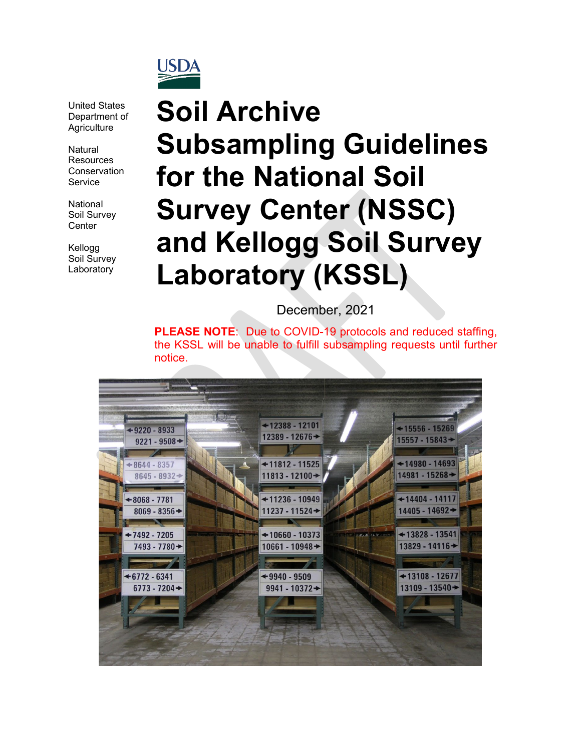USDA

United States Department of Agriculture

Natural Resources Conservation Service

National Soil Survey Center

Kellogg Soil Survey Laboratory

# Soil Archive Subsampling Guidelines for the National Soil Survey Center (NSSC) and Kellogg Soil Survey Laboratory (KSSL)

December, 2021

**PLEASE NOTE**: Due to COVID-19 protocols and reduced staffing, the KSSL will be unable to fulfill subsampling requests until further notice.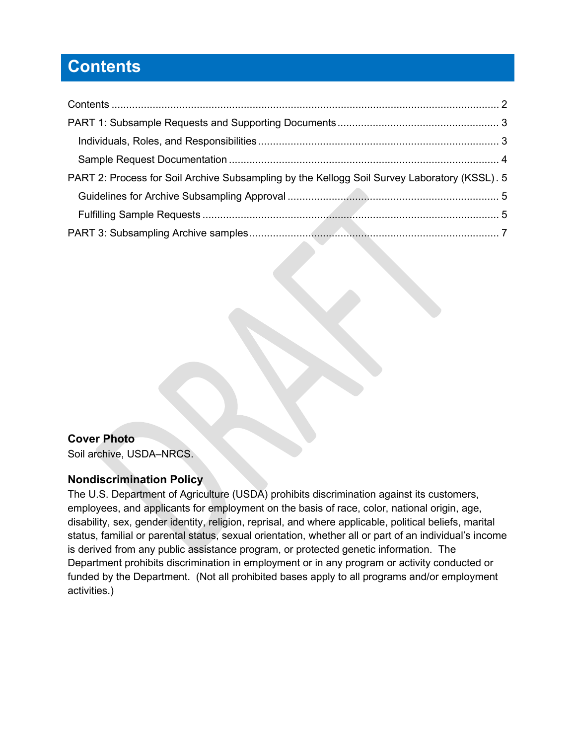# Contents

Contents .......... 2

PART 1: Subsample Requests and Supporting Documents .......... 3

- Individuals, Roles, and Responsibilities .......... 3
- Sample Request Documentation .......... 4

PART 2: Process for Soil Archive Subsampling by the Kellogg Soil Survey Laboratory (KSSL) . 5

- Guidelines for Archive Subsampling Approval .......... 5
- Fulfilling Sample Requests .......... 5

PART 3: Subsampling Archive samples .......... 7

**Cover Photo**

Soil archive, USDA–NRCS.

### Nondiscrimination Policy

The U.S. Department of Agriculture (USDA) prohibits discrimination against its customers, employees, and applicants for employment on the basis of race, color, national origin, age, disability, sex, gender identity, religion, reprisal, and where applicable, political beliefs, marital status, familial or parental status, sexual orientation, whether all or part of an individual's income is derived from any public assistance program, or protected genetic information. The Department prohibits discrimination in employment or in any program or activity conducted or funded by the Department. (Not all prohibited bases apply to all programs and/or employment activities.)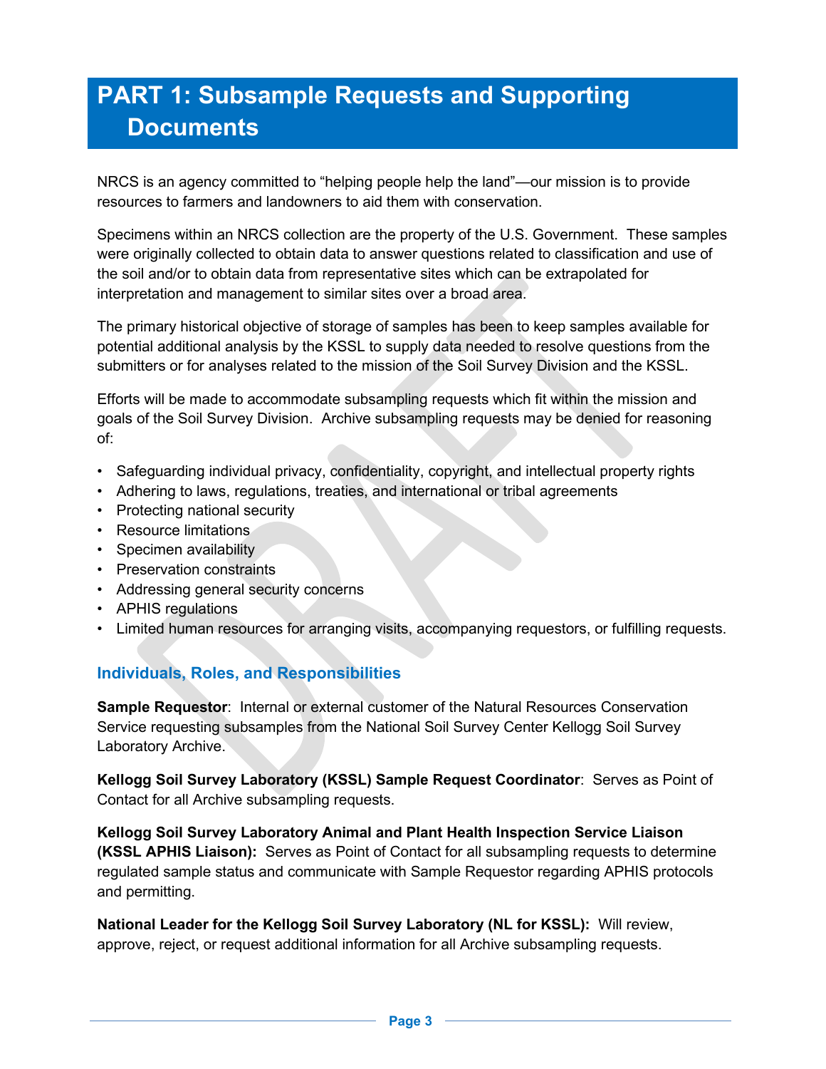# PART 1: Subsample Requests and Supporting Documents

NRCS is an agency committed to "helping people help the land"—our mission is to provide resources to farmers and landowners to aid them with conservation.

Specimens within an NRCS collection are the property of the U.S. Government. These samples were originally collected to obtain data to answer questions related to classification and use of the soil and/or to obtain data from representative sites which can be extrapolated for interpretation and management to similar sites over a broad area.

The primary historical objective of storage of samples has been to keep samples available for potential additional analysis by the KSSL to supply data needed to resolve questions from the submitters or for analyses related to the mission of the Soil Survey Division and the KSSL.

Efforts will be made to accommodate subsampling requests which fit within the mission and goals of the Soil Survey Division. Archive subsampling requests may be denied for reasoning of:

- Safeguarding individual privacy, confidentiality, copyright, and intellectual property rights
- Adhering to laws, regulations, treaties, and international or tribal agreements
- Protecting national security
- Resource limitations
- Specimen availability
- Preservation constraints
- Addressing general security concerns
- APHIS regulations
- Limited human resources for arranging visits, accompanying requestors, or fulfilling requests.

## Individuals, Roles, and Responsibilities

**Sample Requestor**: Internal or external customer of the Natural Resources Conservation Service requesting subsamples from the National Soil Survey Center Kellogg Soil Survey Laboratory Archive.

**Kellogg Soil Survey Laboratory (KSSL) Sample Request Coordinator**: Serves as Point of Contact for all Archive subsampling requests.

**Kellogg Soil Survey Laboratory Animal and Plant Health Inspection Service Liaison (KSSL APHIS Liaison):** Serves as Point of Contact for all subsampling requests to determine regulated sample status and communicate with Sample Requestor regarding APHIS protocols and permitting.

**National Leader for the Kellogg Soil Survey Laboratory (NL for KSSL):** Will review, approve, reject, or request additional information for all Archive subsampling requests.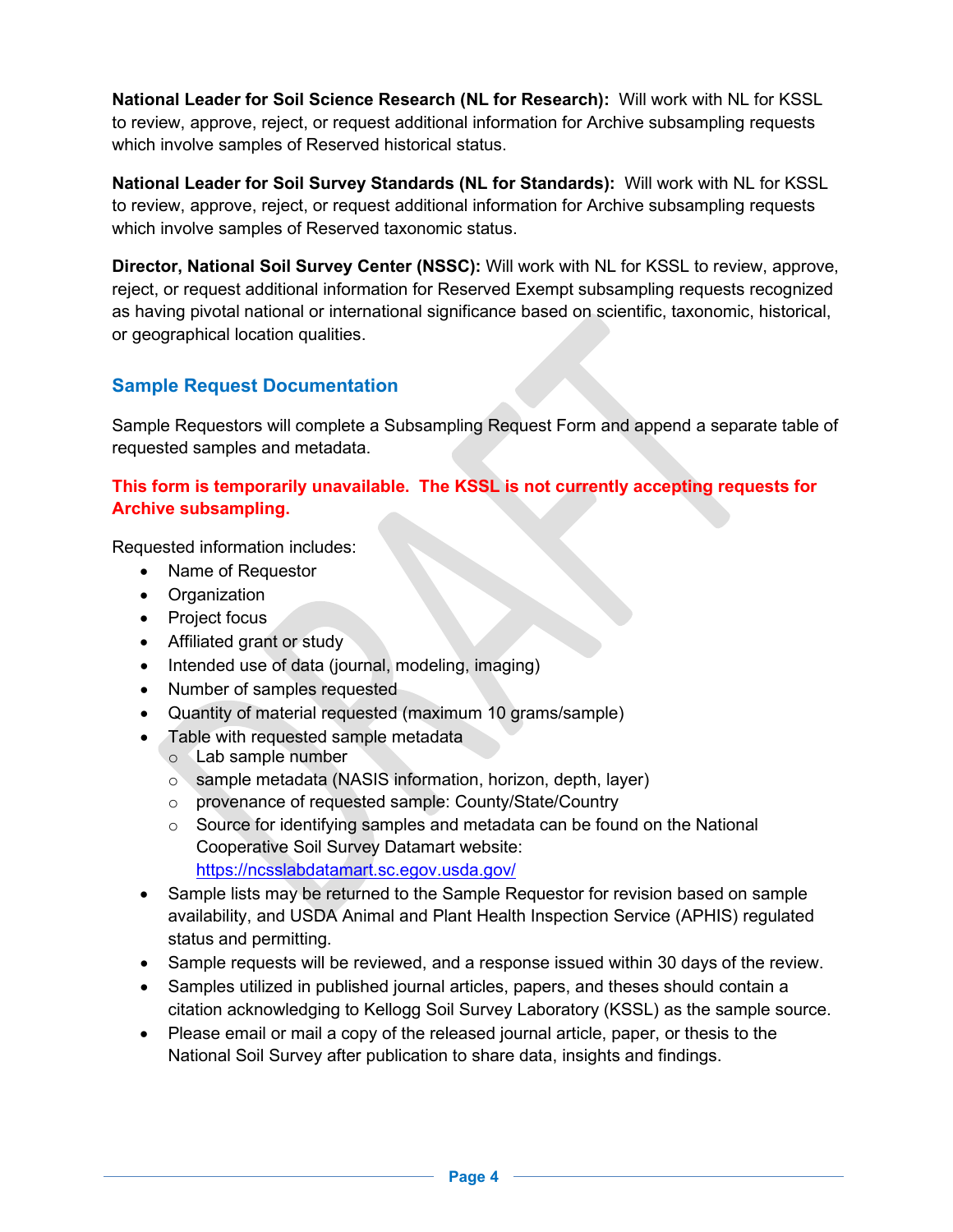**National Leader for Soil Science Research (NL for Research):** Will work with NL for KSSL to review, approve, reject, or request additional information for Archive subsampling requests which involve samples of Reserved historical status.

**National Leader for Soil Survey Standards (NL for Standards):** Will work with NL for KSSL to review, approve, reject, or request additional information for Archive subsampling requests which involve samples of Reserved taxonomic status.

**Director, National Soil Survey Center (NSSC):** Will work with NL for KSSL to review, approve, reject, or request additional information for Reserved Exempt subsampling requests recognized as having pivotal national or international significance based on scientific, taxonomic, historical, or geographical location qualities.

## Sample Request Documentation

Sample Requestors will complete a Subsampling Request Form and append a separate table of requested samples and metadata.

**This form is temporarily unavailable. The KSSL is not currently accepting requests for Archive subsampling.**

Requested information includes:

- Name of Requestor
- Organization
- Project focus
- Affiliated grant or study
- Intended use of data (journal, modeling, imaging)
- Number of samples requested
- Quantity of material requested (maximum 10 grams/sample)
- Table with requested sample metadata
  - Lab sample number
  - sample metadata (NASIS information, horizon, depth, layer)
  - provenance of requested sample: County/State/Country
  - Source for identifying samples and metadata can be found on the National Cooperative Soil Survey Datamart website: https://ncsslabdatamart.sc.egov.usda.gov/
- Sample lists may be returned to the Sample Requestor for revision based on sample availability, and USDA Animal and Plant Health Inspection Service (APHIS) regulated status and permitting.
- Sample requests will be reviewed, and a response issued within 30 days of the review.
- Samples utilized in published journal articles, papers, and theses should contain a citation acknowledging to Kellogg Soil Survey Laboratory (KSSL) as the sample source.
- Please email or mail a copy of the released journal article, paper, or thesis to the National Soil Survey after publication to share data, insights and findings.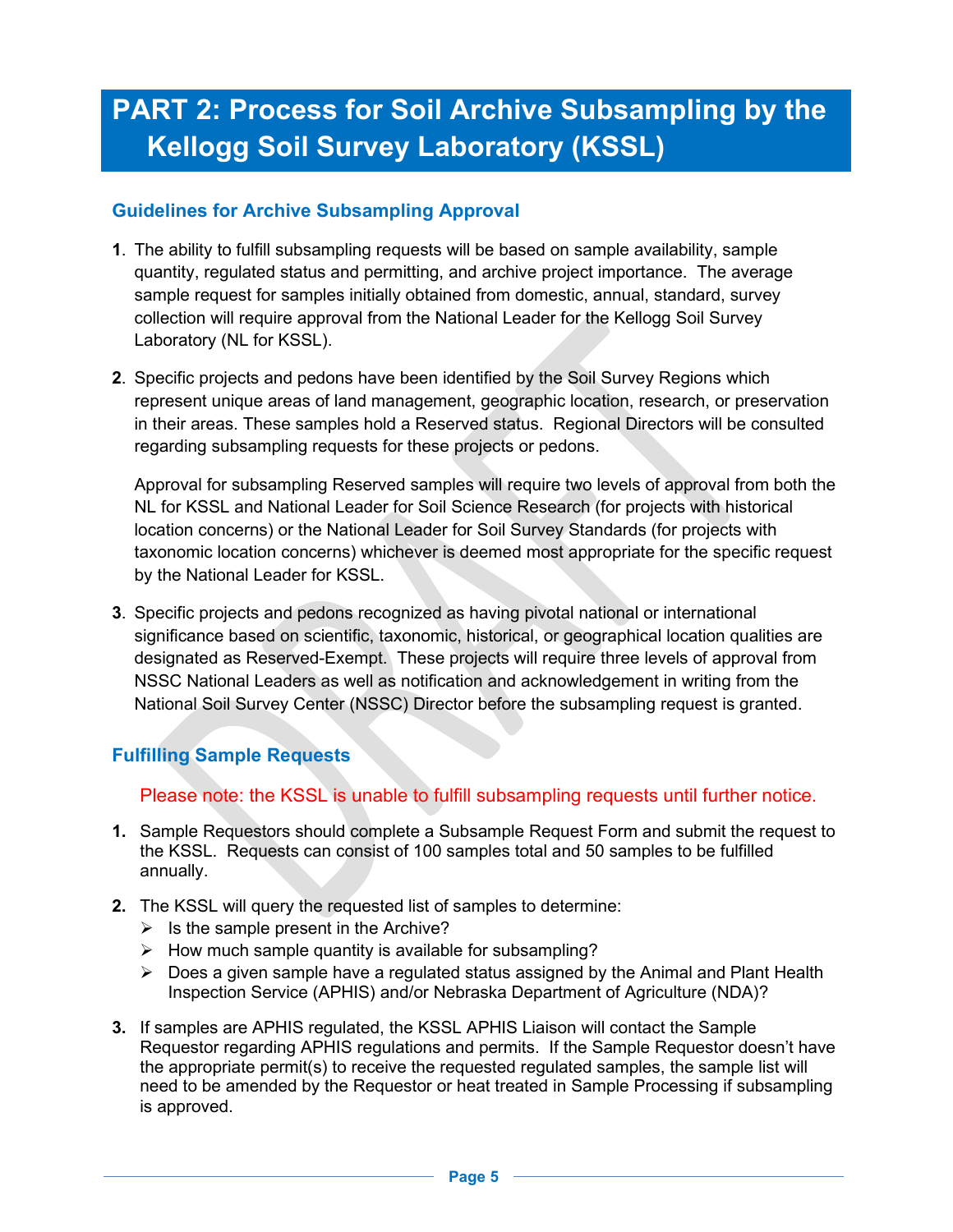# PART 2: Process for Soil Archive Subsampling by the Kellogg Soil Survey Laboratory (KSSL)

## Guidelines for Archive Subsampling Approval

**1**. The ability to fulfill subsampling requests will be based on sample availability, sample quantity, regulated status and permitting, and archive project importance. The average sample request for samples initially obtained from domestic, annual, standard, survey collection will require approval from the National Leader for the Kellogg Soil Survey Laboratory (NL for KSSL).

**2**. Specific projects and pedons have been identified by the Soil Survey Regions which represent unique areas of land management, geographic location, research, or preservation in their areas. These samples hold a Reserved status. Regional Directors will be consulted regarding subsampling requests for these projects or pedons.

Approval for subsampling Reserved samples will require two levels of approval from both the NL for KSSL and National Leader for Soil Science Research (for projects with historical location concerns) or the National Leader for Soil Survey Standards (for projects with taxonomic location concerns) whichever is deemed most appropriate for the specific request by the National Leader for KSSL.

**3**. Specific projects and pedons recognized as having pivotal national or international significance based on scientific, taxonomic, historical, or geographical location qualities are designated as Reserved-Exempt. These projects will require three levels of approval from NSSC National Leaders as well as notification and acknowledgement in writing from the National Soil Survey Center (NSSC) Director before the subsampling request is granted.

## Fulfilling Sample Requests

Please note: the KSSL is unable to fulfill subsampling requests until further notice.

1. Sample Requestors should complete a Subsample Request Form and submit the request to the KSSL. Requests can consist of 100 samples total and 50 samples to be fulfilled annually.
2. The KSSL will query the requested list of samples to determine:
   - Is the sample present in the Archive?
   - How much sample quantity is available for subsampling?
   - Does a given sample have a regulated status assigned by the Animal and Plant Health Inspection Service (APHIS) and/or Nebraska Department of Agriculture (NDA)?
3. If samples are APHIS regulated, the KSSL APHIS Liaison will contact the Sample Requestor regarding APHIS regulations and permits. If the Sample Requestor doesn't have the appropriate permit(s) to receive the requested regulated samples, the sample list will need to be amended by the Requestor or heat treated in Sample Processing if subsampling is approved.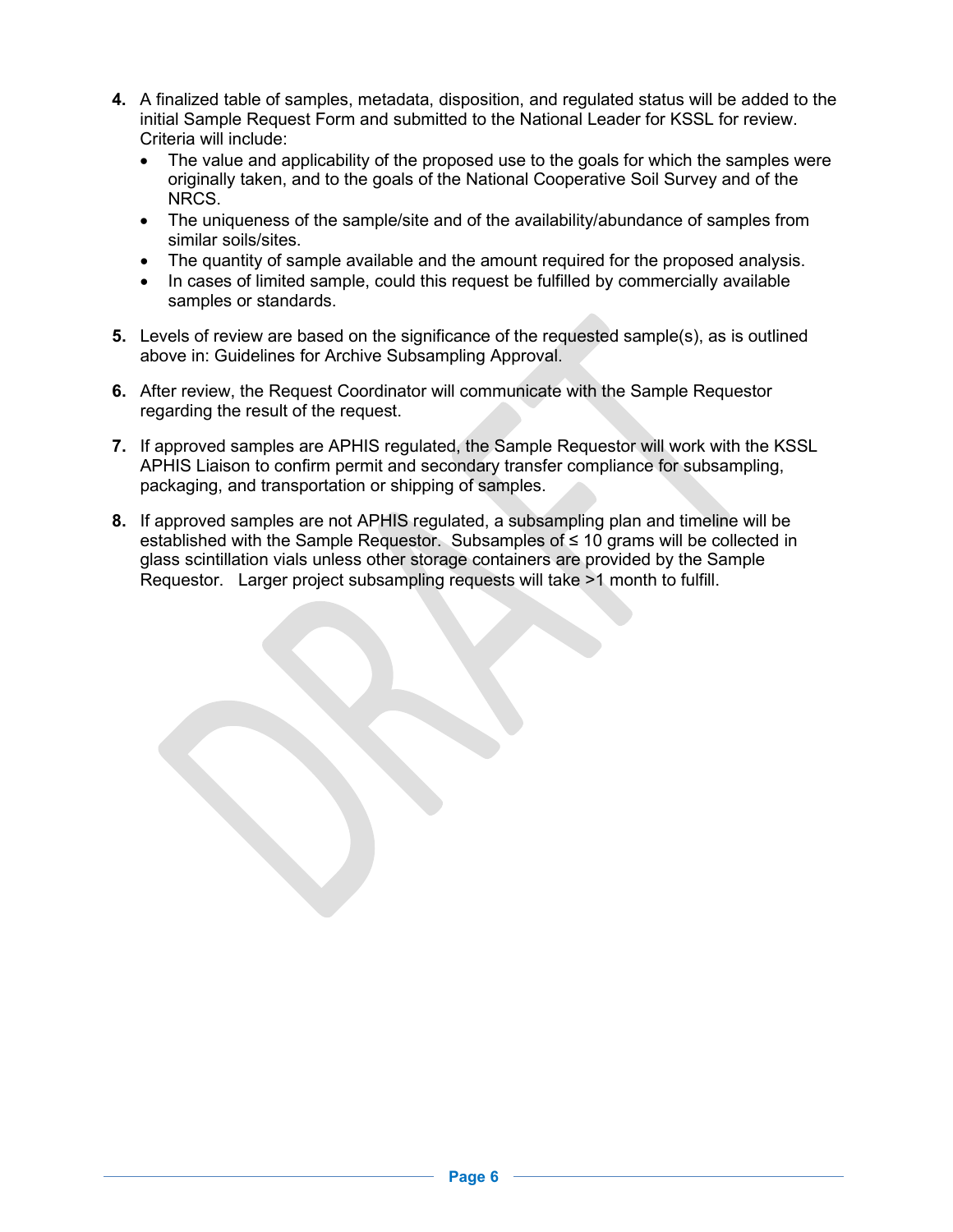4. A finalized table of samples, metadata, disposition, and regulated status will be added to the initial Sample Request Form and submitted to the National Leader for KSSL for review. Criteria will include:
   - The value and applicability of the proposed use to the goals for which the samples were originally taken, and to the goals of the National Cooperative Soil Survey and of the NRCS.
   - The uniqueness of the sample/site and of the availability/abundance of samples from similar soils/sites.
   - The quantity of sample available and the amount required for the proposed analysis.
   - In cases of limited sample, could this request be fulfilled by commercially available samples or standards.

5. Levels of review are based on the significance of the requested sample(s), as is outlined above in: Guidelines for Archive Subsampling Approval.

6. After review, the Request Coordinator will communicate with the Sample Requestor regarding the result of the request.

7. If approved samples are APHIS regulated, the Sample Requestor will work with the KSSL APHIS Liaison to confirm permit and secondary transfer compliance for subsampling, packaging, and transportation or shipping of samples.

8. If approved samples are not APHIS regulated, a subsampling plan and timeline will be established with the Sample Requestor. Subsamples of ≤ 10 grams will be collected in glass scintillation vials unless other storage containers are provided by the Sample Requestor. Larger project subsampling requests will take >1 month to fulfill.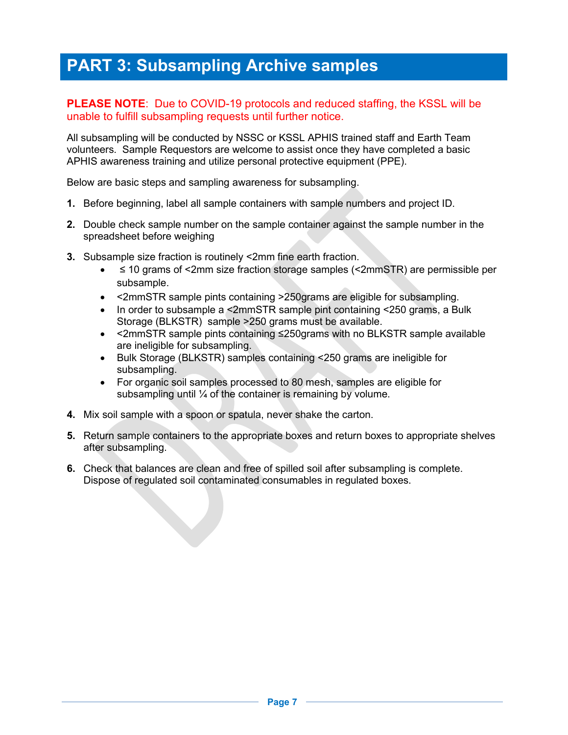# PART 3: Subsampling Archive samples

**PLEASE NOTE**: Due to COVID-19 protocols and reduced staffing, the KSSL will be unable to fulfill subsampling requests until further notice.

All subsampling will be conducted by NSSC or KSSL APHIS trained staff and Earth Team volunteers. Sample Requestors are welcome to assist once they have completed a basic APHIS awareness training and utilize personal protective equipment (PPE).

Below are basic steps and sampling awareness for subsampling.

1. Before beginning, label all sample containers with sample numbers and project ID.
2. Double check sample number on the sample container against the sample number in the spreadsheet before weighing
3. Subsample size fraction is routinely <2mm fine earth fraction.
   - ≤ 10 grams of <2mm size fraction storage samples (<2mmSTR) are permissible per subsample.
   - <2mmSTR sample pints containing >250grams are eligible for subsampling.
   - In order to subsample a <2mmSTR sample pint containing <250 grams, a Bulk Storage (BLKSTR) sample >250 grams must be available.
   - <2mmSTR sample pints containing ≤250grams with no BLKSTR sample available are ineligible for subsampling.
   - Bulk Storage (BLKSTR) samples containing <250 grams are ineligible for subsampling.
   - For organic soil samples processed to 80 mesh, samples are eligible for subsampling until ¼ of the container is remaining by volume.
4. Mix soil sample with a spoon or spatula, never shake the carton.
5. Return sample containers to the appropriate boxes and return boxes to appropriate shelves after subsampling.
6. Check that balances are clean and free of spilled soil after subsampling is complete. Dispose of regulated soil contaminated consumables in regulated boxes.